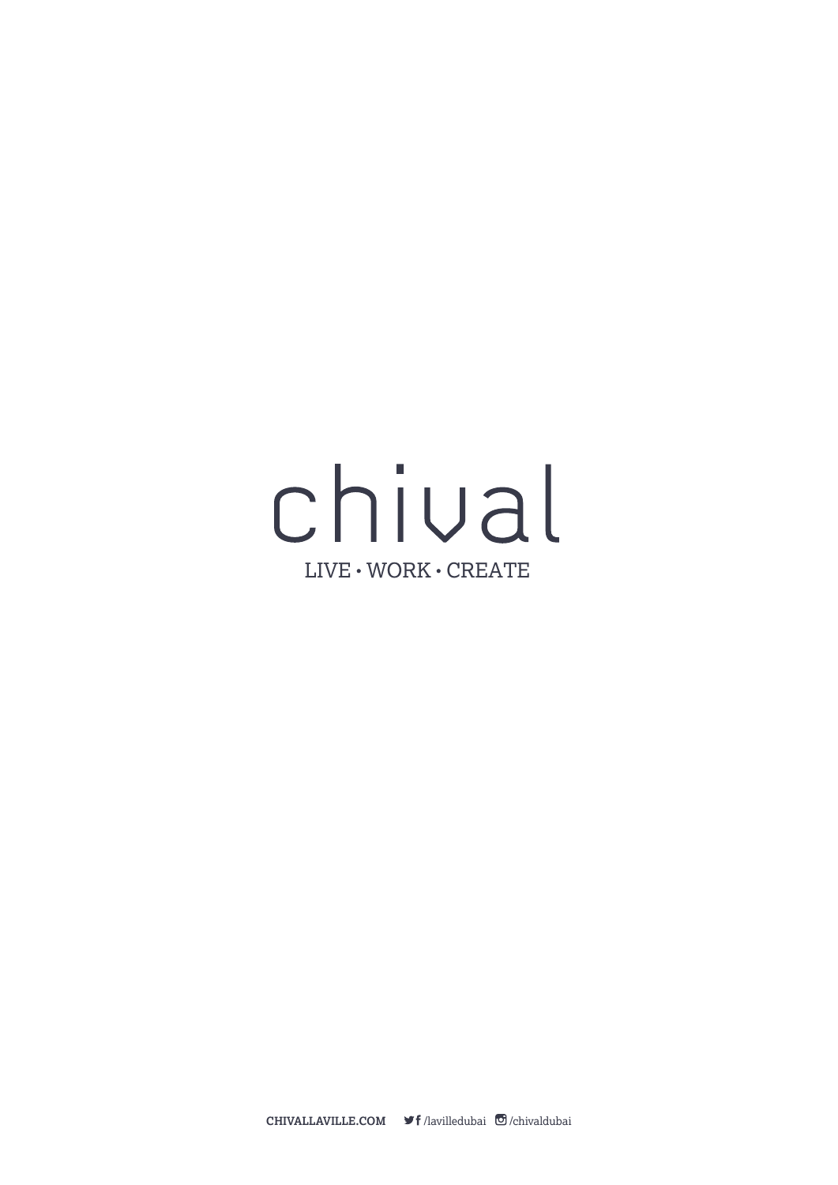# chival

LIVE • WORK • CREATE

**CHIVALLAVILLE.COM** /lavilledubai /chivaldubai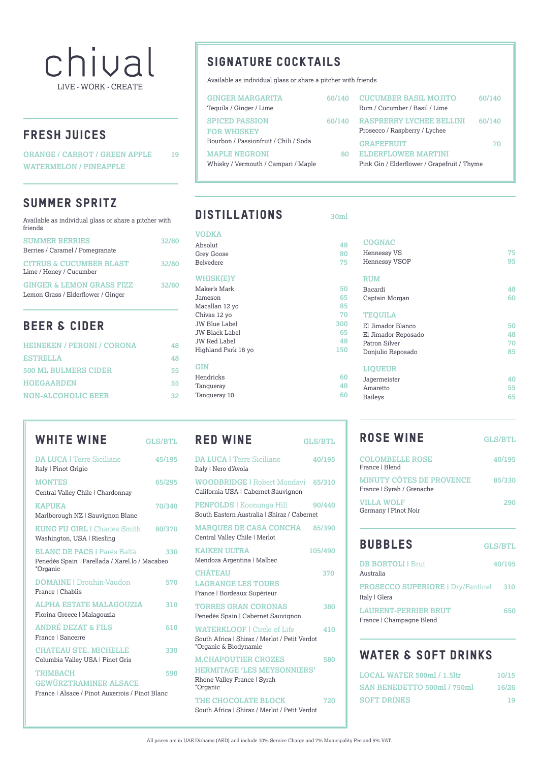# chival

LIVE · WORK · CREATE

## FRESH JUICES

| | |
|---|---|
| ORANGE / CARROT / GREEN APPLE WATERMELON / PINEAPPLE | 19 |

## SUMMER SPRITZ

Available as individual glass or share a pitcher with friends

| | |
|---|---|
| **SUMMER BERRIES** Berries / Caramel / Pomegranate | 32/80 |
| **CITRUS & CUCUMBER BLAST** Lime / Honey / Cucumber | 32/80 |
| **GINGER & LEMON GRASS FIZZ** Lemon Grass / Elderflower / Ginger | 32/80 |

## BEER & CIDER

| | |
|---|---|
| HEINEKEN / PERONI / CORONA | 48 |
| ESTRELLA | 48 |
| 500 ML BULMERS CIDER | 55 |
| HOEGAARDEN | 55 |
| NON-ALCOHOLIC BEER | 32 |

## SIGNATURE COCKTAILS

Available as individual glass or share a pitcher with friends

| | |
|---|---|
| **GINGER MARGARITA** Tequila / Ginger / Lime | 60/140 |
| **SPICED PASSION FOR WHISKEY** Bourbon / Passionfruit / Chili / Soda | 60/140 |
| **MAPLE NEGRONI** Whisky / Vermouth / Campari / Maple | 80 |
| **CUCUMBER BASIL MOJITO** Rum / Cucumber / Basil / Lime | 60/140 |
| **RASPBERRY LYCHEE BELLINI** Prosecco / Raspberry / Lychee | 60/140 |
| **GRAPEFRUIT ELDERFLOWER MARTINI** Pink Gin / Elderflower / Grapefruit / Thyme | 70 |

## DISTILLATIONS

30ml

### VODKA

| | |
|---|---|
| Absolut | 48 |
| Grey Goose | 80 |
| Belvedere | 75 |

### WHISK(E)Y

| | |
|---|---|
| Maker's Mark | 50 |
| Jameson | 65 |
| Macallan 12 yo | 85 |
| Chivas 12 yo | 70 |
| JW Blue Label | 300 |
| JW Black Label | 65 |
| JW Red Label | 48 |
| Highland Park 18 yo | 150 |

### GIN

| | |
|---|---|
| Hendricks | 60 |
| Tanqueray | 48 |
| Tanqueray 10 | 60 |

### COGNAC

| | |
|---|---|
| Hennessy VS | 75 |
| Hennessy VSOP | 95 |

### RUM

| | |
|---|---|
| Bacardi | 48 |
| Captain Morgan | 60 |

### TEQUILA

| | |
|---|---|
| El Jimador Blanco | 50 |
| El Jimador Reposado | 48 |
| Patron Silver | 70 |
| Donjulio Reposado | 85 |

### LIQUEUR

| | |
|---|---|
| Jagermeister | 40 |
| Amaretto | 55 |
| Baileys | 65 |

## WHITE WINE

| | GLS/BTL |
|---|---|
| **DA LUCA** \| Terre Siciliane Italy \| Pinot Grigio | 45/195 |
| **MONTES** Central Valley Chile \| Chardonnay | 65/295 |
| **KAPUKA** Marlborough NZ \| Sauvignon Blanc | 70/340 |
| **KUNG FU GIRL** \| Charles Smith Washington, USA \| Riesling | 80/370 |
| **BLANC DE PACS** \| Parés Baltà Penedès Spain \| Parellada / Xarel.lo / Macabeo *Organic | 330 |
| **DOMAINE** \| Drouhin-Vaudon France \| Chablis | 570 |
| **ALPHA ESTATE MALAGOUZIA** Florina Greece \| Malagouzia | 310 |
| **ANDRÉ DEZAT & FILS** France \| Sancerre | 610 |
| **CHATEAU STE. MICHELLE** Columbia Valley USA \| Pinot Gris | 330 |
| **TRIMBACH GEWÜRZTRAMINER ALSACE** France \| Alsace / Pinot Auxerrois / Pinot Blanc | 590 |

## RED WINE

| | GLS/BTL |
|---|---|
| **DA LUCA** \| Terre Siciliane Italy \| Nero d'Avola | 40/195 |
| **WOODBRIDGE** \| Robert Mondavi California USA \| Cabernet Sauvignon | 65/310 |
| **PENFOLDS** \| Koonunga Hill South Eastern Australia \| Shiraz / Cabernet | 90/440 |
| **MARQUES DE CASA CONCHA** Central Valley Chile \| Merlot | 85/390 |
| **KAIKEN ULTRA** Mendoza Argentina \| Malbec | 105/490 |
| **CHÂTEAU LAGRANGE LES TOURS** France \| Bordeaux Supérieur | 370 |
| **TORRES GRAN CORONAS** Penedès Spain \| Cabernet Sauvignon | 380 |
| **WATERKLOOF** \| Circle of Life South Africa \| Shiraz / Merlot / Petit Verdot *Organic & Biodynamic | 410 |
| **M.CHAPOUTIER CROZES HERMITAGE 'LES MEYSONNIERS'** Rhone Valley France \| Syrah *Organic | 580 |
| **THE CHOCOLATE BLOCK** South Africa \| Shiraz / Merlot / Petit Verdot | 720 |

## ROSE WINE

| | GLS/BTL |
|---|---|
| **COLOMBELLE ROSE** France \| Blend | 40/195 |
| **MINUTY CÔTES DE PROVENCE** France \| Syrah / Grenache | 85/330 |
| **VILLA WOLF** Germany \| Pinot Noir | 290 |

## BUBBLES

| | GLS/BTL |
|---|---|
| **DB BORTOLI** \| Brut Australia | 40/195 |
| **PROSECCO SUPERIORE** \| Dry/Fantinel Italy \| Glera | 310 |
| **LAURENT-PERRIER BRUT** France \| Champagne Blend | 650 |

## WATER & SOFT DRINKS

| | |
|---|---|
| LOCAL WATER 500ml / 1.5ltr | 10/15 |
| SAN BENEDETTO 500ml / 750ml | 16/26 |
| SOFT DRINKS | 19 |

All prices are in UAE Dirhams (AED) and include 10% Service Charge and 7% Municipality Fee and 5% VAT.